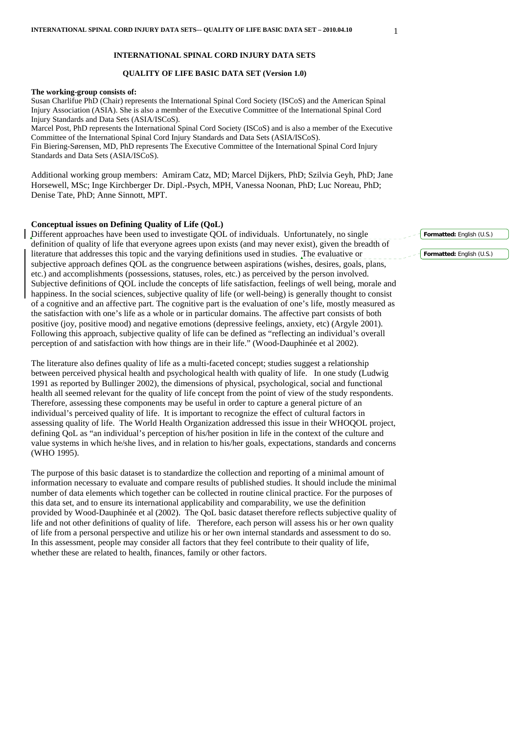# INTERNATIONAL SPINAL CORD INJURY DATA SETS

## QUALITY OF LIFE BASIC DATA SET (Version 1.0)

**The working-group consists of:**

Susan Charlifue PhD (Chair) represents the International Spinal Cord Society (ISCoS) and the American Spinal Injury Association (ASIA). She is also a member of the Executive Committee of the International Spinal Cord Injury Standards and Data Sets (ASIA/ISCoS).

Marcel Post, PhD represents the International Spinal Cord Society (ISCoS) and is also a member of the Executive Committee of the International Spinal Cord Injury Standards and Data Sets (ASIA/ISCoS).

Fin Biering-Sørensen, MD, PhD represents The Executive Committee of the International Spinal Cord Injury Standards and Data Sets (ASIA/ISCoS).

Additional working group members: Amiram Catz, MD; Marcel Dijkers, PhD; Szilvia Geyh, PhD; Jane Horsewell, MSc; Inge Kirchberger Dr. Dipl.-Psych, MPH, Vanessa Noonan, PhD; Luc Noreau, PhD; Denise Tate, PhD; Anne Sinnott, MPT.

### Conceptual issues on Defining Quality of Life (QoL)

Different approaches have been used to investigate QOL of individuals. Unfortunately, no single definition of quality of life that everyone agrees upon exists (and may never exist), given the breadth of literature that addresses this topic and the varying definitions used in studies. The evaluative or subjective approach defines QOL as the congruence between aspirations (wishes, desires, goals, plans, etc.) and accomplishments (possessions, statuses, roles, etc.) as perceived by the person involved. Subjective definitions of QOL include the concepts of life satisfaction, feelings of well being, morale and happiness. In the social sciences, subjective quality of life (or well-being) is generally thought to consist of a cognitive and an affective part. The cognitive part is the evaluation of one's life, mostly measured as the satisfaction with one's life as a whole or in particular domains. The affective part consists of both positive (joy, positive mood) and negative emotions (depressive feelings, anxiety, etc) (Argyle 2001). Following this approach, subjective quality of life can be defined as "reflecting an individual's overall perception of and satisfaction with how things are in their life." (Wood-Dauphinée et al 2002).

The literature also defines quality of life as a multi-faceted concept; studies suggest a relationship between perceived physical health and psychological health with quality of life. In one study (Ludwig 1991 as reported by Bullinger 2002), the dimensions of physical, psychological, social and functional health all seemed relevant for the quality of life concept from the point of view of the study respondents. Therefore, assessing these components may be useful in order to capture a general picture of an individual's perceived quality of life. It is important to recognize the effect of cultural factors in assessing quality of life. The World Health Organization addressed this issue in their WHOQOL project, defining QoL as "an individual's perception of his/her position in life in the context of the culture and value systems in which he/she lives, and in relation to his/her goals, expectations, standards and concerns (WHO 1995).

The purpose of this basic dataset is to standardize the collection and reporting of a minimal amount of information necessary to evaluate and compare results of published studies. It should include the minimal number of data elements which together can be collected in routine clinical practice. For the purposes of this data set, and to ensure its international applicability and comparability, we use the definition provided by Wood-Dauphinée et al (2002). The QoL basic dataset therefore reflects subjective quality of life and not other definitions of quality of life. Therefore, each person will assess his or her own quality of life from a personal perspective and utilize his or her own internal standards and assessment to do so. In this assessment, people may consider all factors that they feel contribute to their quality of life, whether these are related to health, finances, family or other factors.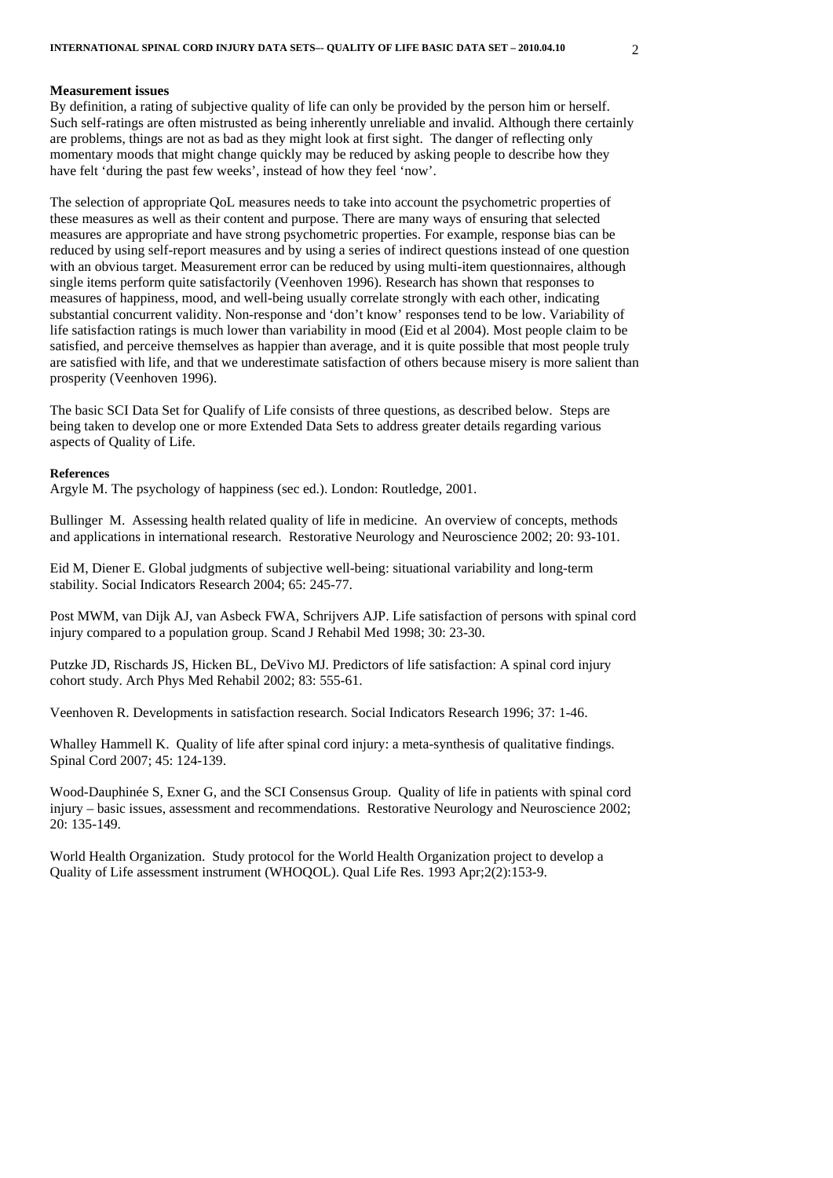**Measurement issues**

By definition, a rating of subjective quality of life can only be provided by the person him or herself. Such self-ratings are often mistrusted as being inherently unreliable and invalid. Although there certainly are problems, things are not as bad as they might look at first sight. The danger of reflecting only momentary moods that might change quickly may be reduced by asking people to describe how they have felt 'during the past few weeks', instead of how they feel 'now'.

The selection of appropriate QoL measures needs to take into account the psychometric properties of these measures as well as their content and purpose. There are many ways of ensuring that selected measures are appropriate and have strong psychometric properties. For example, response bias can be reduced by using self-report measures and by using a series of indirect questions instead of one question with an obvious target. Measurement error can be reduced by using multi-item questionnaires, although single items perform quite satisfactorily (Veenhoven 1996). Research has shown that responses to measures of happiness, mood, and well-being usually correlate strongly with each other, indicating substantial concurrent validity. Non-response and 'don't know' responses tend to be low. Variability of life satisfaction ratings is much lower than variability in mood (Eid et al 2004). Most people claim to be satisfied, and perceive themselves as happier than average, and it is quite possible that most people truly are satisfied with life, and that we underestimate satisfaction of others because misery is more salient than prosperity (Veenhoven 1996).

The basic SCI Data Set for Qualify of Life consists of three questions, as described below. Steps are being taken to develop one or more Extended Data Sets to address greater details regarding various aspects of Quality of Life.

**References**

Argyle M. The psychology of happiness (sec ed.). London: Routledge, 2001.

Bullinger M. Assessing health related quality of life in medicine. An overview of concepts, methods and applications in international research. Restorative Neurology and Neuroscience 2002; 20: 93-101.

Eid M, Diener E. Global judgments of subjective well-being: situational variability and long-term stability. Social Indicators Research 2004; 65: 245-77.

Post MWM, van Dijk AJ, van Asbeck FWA, Schrijvers AJP. Life satisfaction of persons with spinal cord injury compared to a population group. Scand J Rehabil Med 1998; 30: 23-30.

Putzke JD, Rischards JS, Hicken BL, DeVivo MJ. Predictors of life satisfaction: A spinal cord injury cohort study. Arch Phys Med Rehabil 2002; 83: 555-61.

Veenhoven R. Developments in satisfaction research. Social Indicators Research 1996; 37: 1-46.

Whalley Hammell K. Quality of life after spinal cord injury: a meta-synthesis of qualitative findings. Spinal Cord 2007; 45: 124-139.

Wood-Dauphinée S, Exner G, and the SCI Consensus Group. Quality of life in patients with spinal cord injury – basic issues, assessment and recommendations. Restorative Neurology and Neuroscience 2002; 20: 135-149.

World Health Organization. Study protocol for the World Health Organization project to develop a Quality of Life assessment instrument (WHOQOL). Qual Life Res. 1993 Apr;2(2):153-9.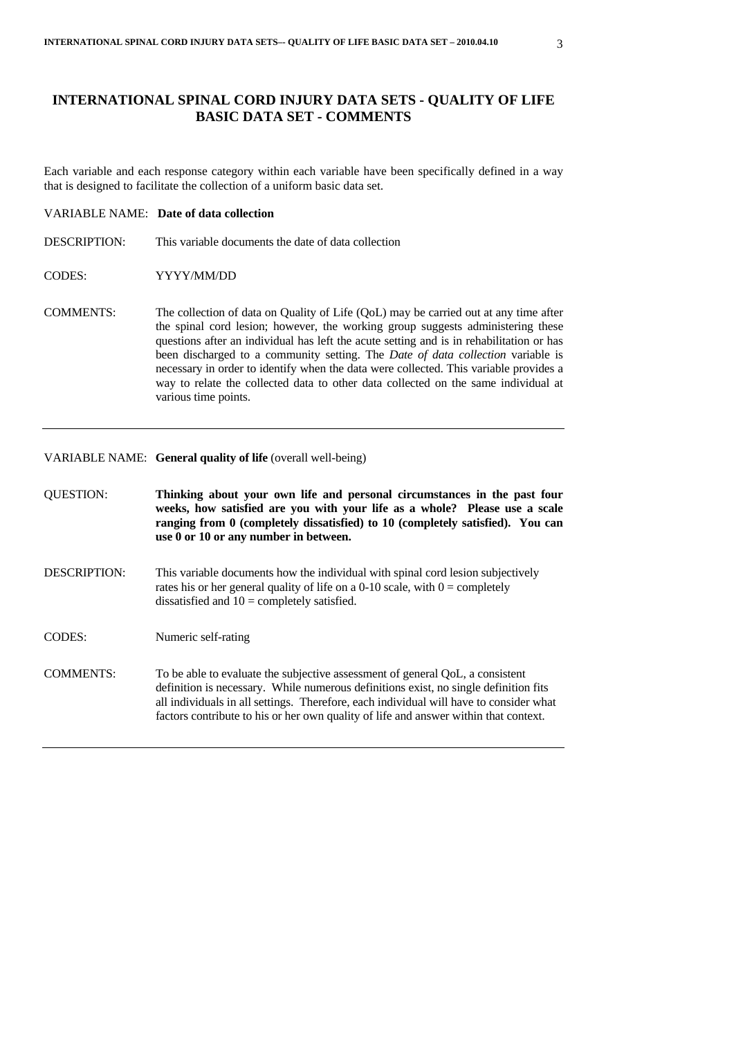# INTERNATIONAL SPINAL CORD INJURY DATA SETS - QUALITY OF LIFE BASIC DATA SET - COMMENTS

Each variable and each response category within each variable have been specifically defined in a way that is designed to facilitate the collection of a uniform basic data set.

VARIABLE NAME: **Date of data collection**

DESCRIPTION: This variable documents the date of data collection

CODES: YYYY/MM/DD

COMMENTS: The collection of data on Quality of Life (QoL) may be carried out at any time after the spinal cord lesion; however, the working group suggests administering these questions after an individual has left the acute setting and is in rehabilitation or has been discharged to a community setting. The *Date of data collection* variable is necessary in order to identify when the data were collected. This variable provides a way to relate the collected data to other data collected on the same individual at various time points.

---

VARIABLE NAME: **General quality of life** (overall well-being)

QUESTION: **Thinking about your own life and personal circumstances in the past four weeks, how satisfied are you with your life as a whole? Please use a scale ranging from 0 (completely dissatisfied) to 10 (completely satisfied). You can use 0 or 10 or any number in between.**

DESCRIPTION: This variable documents how the individual with spinal cord lesion subjectively rates his or her general quality of life on a 0-10 scale, with 0 = completely dissatisfied and 10 = completely satisfied.

CODES: Numeric self-rating

COMMENTS: To be able to evaluate the subjective assessment of general QoL, a consistent definition is necessary. While numerous definitions exist, no single definition fits all individuals in all settings. Therefore, each individual will have to consider what factors contribute to his or her own quality of life and answer within that context.

---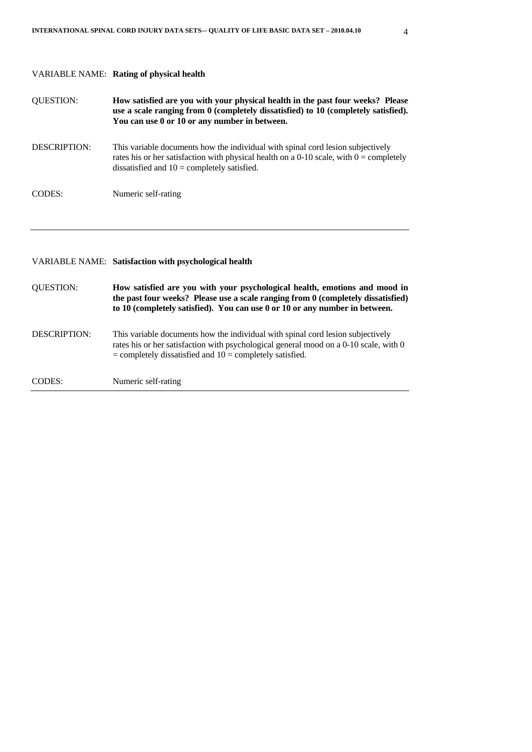VARIABLE NAME: **Rating of physical health**

QUESTION: **How satisfied are you with your physical health in the past four weeks? Please use a scale ranging from 0 (completely dissatisfied) to 10 (completely satisfied). You can use 0 or 10 or any number in between.**

DESCRIPTION: This variable documents how the individual with spinal cord lesion subjectively rates his or her satisfaction with physical health on a 0-10 scale, with 0 = completely dissatisfied and 10 = completely satisfied.

CODES: Numeric self-rating

---

VARIABLE NAME: **Satisfaction with psychological health**

QUESTION: **How satisfied are you with your psychological health, emotions and mood in the past four weeks? Please use a scale ranging from 0 (completely dissatisfied) to 10 (completely satisfied). You can use 0 or 10 or any number in between.**

DESCRIPTION: This variable documents how the individual with spinal cord lesion subjectively rates his or her satisfaction with psychological general mood on a 0-10 scale, with 0 = completely dissatisfied and 10 = completely satisfied.

CODES: Numeric self-rating

---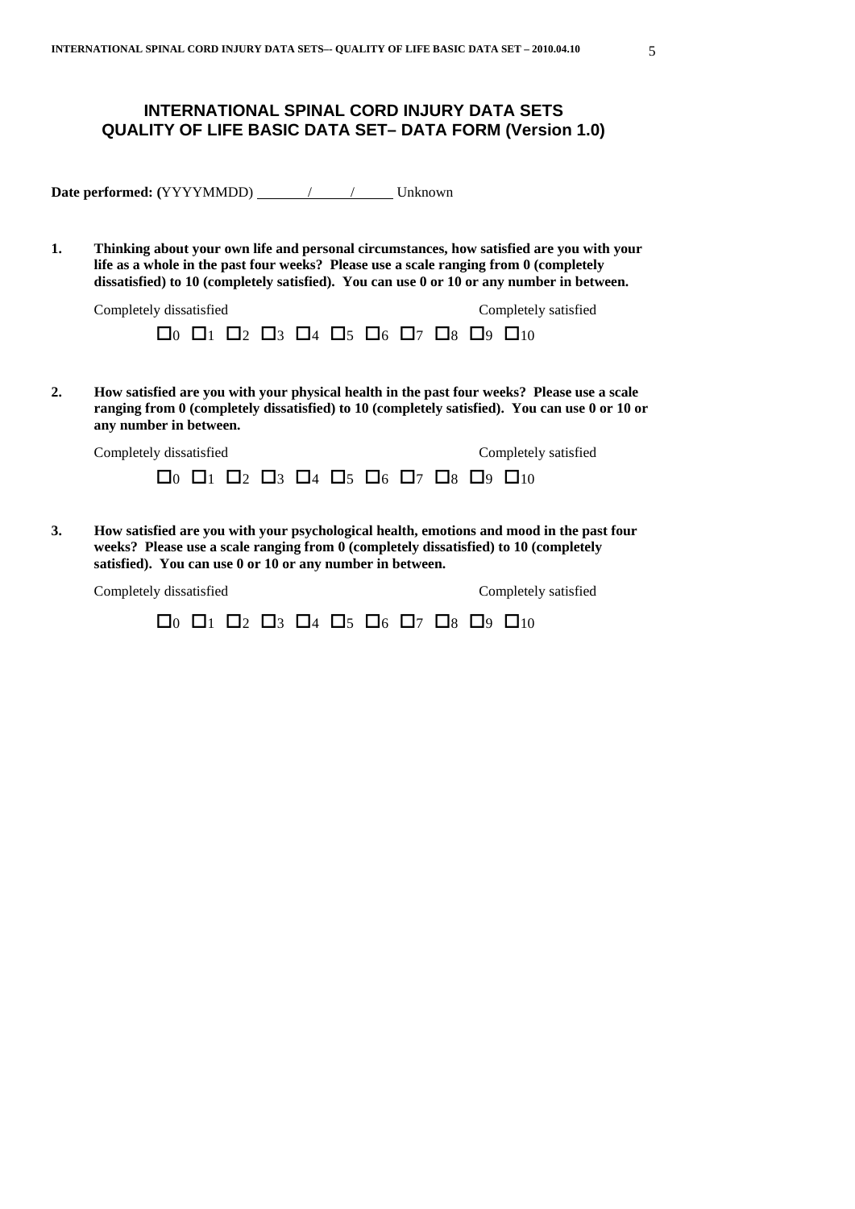## INTERNATIONAL SPINAL CORD INJURY DATA SETS
## QUALITY OF LIFE BASIC DATA SET– DATA FORM (Version 1.0)

**Date performed: (**YYYYMMDD) ______/_____/______ Unknown

**1. Thinking about your own life and personal circumstances, how satisfied are you with your life as a whole in the past four weeks? Please use a scale ranging from 0 (completely dissatisfied) to 10 (completely satisfied). You can use 0 or 10 or any number in between.**

Completely dissatisfied Completely satisfied

☐0 ☐1 ☐2 ☐3 ☐4 ☐5 ☐6 ☐7 ☐8 ☐9 ☐10

**2. How satisfied are you with your physical health in the past four weeks? Please use a scale ranging from 0 (completely dissatisfied) to 10 (completely satisfied). You can use 0 or 10 or any number in between.**

Completely dissatisfied Completely satisfied

☐0 ☐1 ☐2 ☐3 ☐4 ☐5 ☐6 ☐7 ☐8 ☐9 ☐10

**3. How satisfied are you with your psychological health, emotions and mood in the past four weeks? Please use a scale ranging from 0 (completely dissatisfied) to 10 (completely satisfied). You can use 0 or 10 or any number in between.**

Completely dissatisfied Completely satisfied

☐0 ☐1 ☐2 ☐3 ☐4 ☐5 ☐6 ☐7 ☐8 ☐9 ☐10